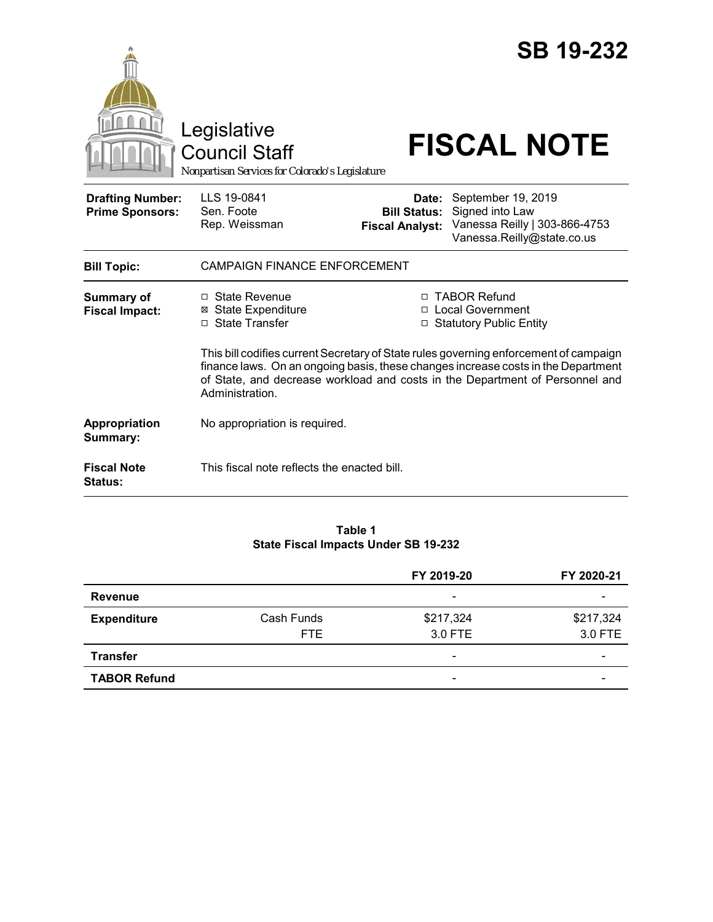# SB 19-232

Legislative Council Staff

*Nonpartisan Services for Colorado's Legislature*

# FISCAL NOTE

| | | | |
|---|---|---|---|
| **Drafting Number:** | LLS 19-0841 | **Date:** | September 19, 2019 |
| **Prime Sponsors:** | Sen. Foote | **Bill Status:** | Signed into Law |
| | Rep. Weissman | **Fiscal Analyst:** | Vanessa Reilly \| 303-866-4753 |
| | | | Vanessa.Reilly@state.co.us |

| | |
|---|---|
| **Bill Topic:** | CAMPAIGN FINANCE ENFORCEMENT |
| **Summary of Fiscal Impact:** | ☐ State Revenue ☒ State Expenditure ☐ State Transfer ☐ TABOR Refund ☐ Local Government ☐ Statutory Public Entity |
| | This bill codifies current Secretary of State rules governing enforcement of campaign finance laws. On an ongoing basis, these changes increase costs in the Department of State, and decrease workload and costs in the Department of Personnel and Administration. |
| **Appropriation Summary:** | No appropriation is required. |
| **Fiscal Note Status:** | This fiscal note reflects the enacted bill. |

**Table 1**
**State Fiscal Impacts Under SB 19-232**

| | | FY 2019-20 | FY 2020-21 |
|---|---|---|---|
| **Revenue** | | - | - |
| **Expenditure** | Cash Funds | $217,324 | $217,324 |
| | FTE | 3.0 FTE | 3.0 FTE |
| **Transfer** | | - | - |
| **TABOR Refund** | | - | - |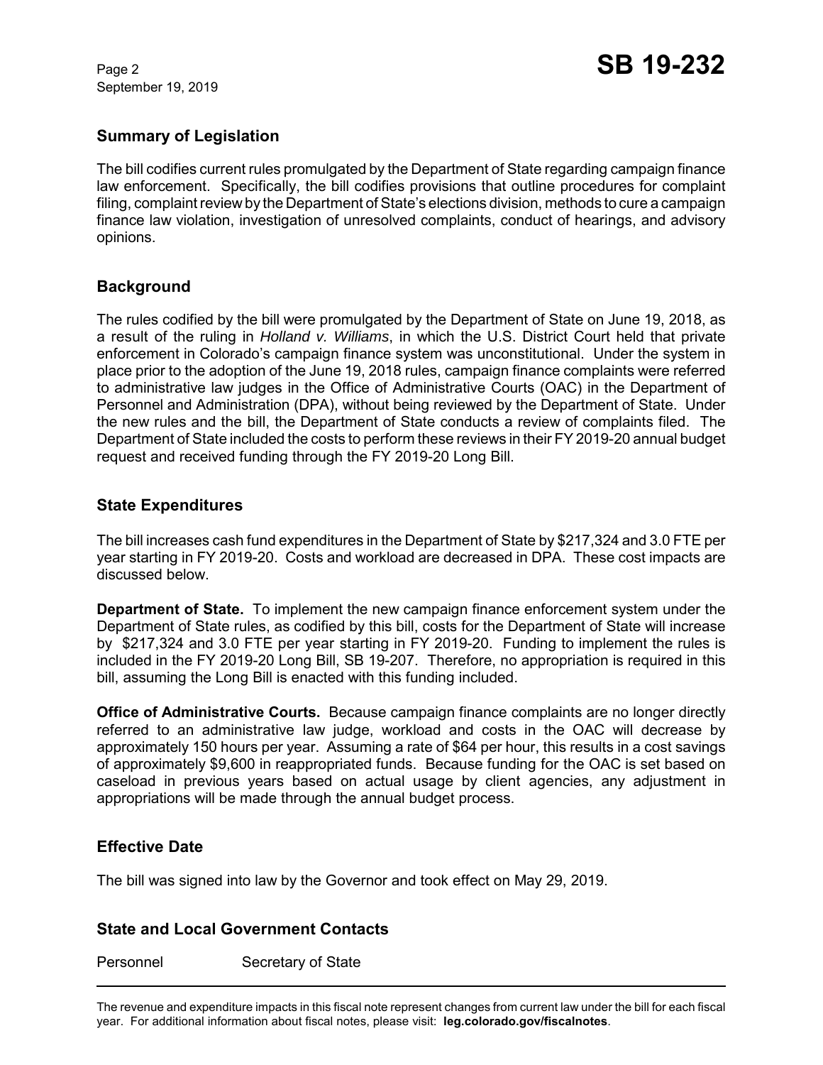## Summary of Legislation

The bill codifies current rules promulgated by the Department of State regarding campaign finance law enforcement. Specifically, the bill codifies provisions that outline procedures for complaint filing, complaint review by the Department of State's elections division, methods to cure a campaign finance law violation, investigation of unresolved complaints, conduct of hearings, and advisory opinions.

## Background

The rules codified by the bill were promulgated by the Department of State on June 19, 2018, as a result of the ruling in *Holland v. Williams*, in which the U.S. District Court held that private enforcement in Colorado's campaign finance system was unconstitutional. Under the system in place prior to the adoption of the June 19, 2018 rules, campaign finance complaints were referred to administrative law judges in the Office of Administrative Courts (OAC) in the Department of Personnel and Administration (DPA), without being reviewed by the Department of State. Under the new rules and the bill, the Department of State conducts a review of complaints filed. The Department of State included the costs to perform these reviews in their FY 2019-20 annual budget request and received funding through the FY 2019-20 Long Bill.

## State Expenditures

The bill increases cash fund expenditures in the Department of State by $217,324 and 3.0 FTE per year starting in FY 2019-20. Costs and workload are decreased in DPA. These cost impacts are discussed below.

**Department of State.** To implement the new campaign finance enforcement system under the Department of State rules, as codified by this bill, costs for the Department of State will increase by $217,324 and 3.0 FTE per year starting in FY 2019-20. Funding to implement the rules is included in the FY 2019-20 Long Bill, SB 19-207. Therefore, no appropriation is required in this bill, assuming the Long Bill is enacted with this funding included.

**Office of Administrative Courts.** Because campaign finance complaints are no longer directly referred to an administrative law judge, workload and costs in the OAC will decrease by approximately 150 hours per year. Assuming a rate of $64 per hour, this results in a cost savings of approximately $9,600 in reappropriated funds. Because funding for the OAC is set based on caseload in previous years based on actual usage by client agencies, any adjustment in appropriations will be made through the annual budget process.

## Effective Date

The bill was signed into law by the Governor and took effect on May 29, 2019.

## State and Local Government Contacts

Personnel Secretary of State

The revenue and expenditure impacts in this fiscal note represent changes from current law under the bill for each fiscal year. For additional information about fiscal notes, please visit: **leg.colorado.gov/fiscalnotes**.